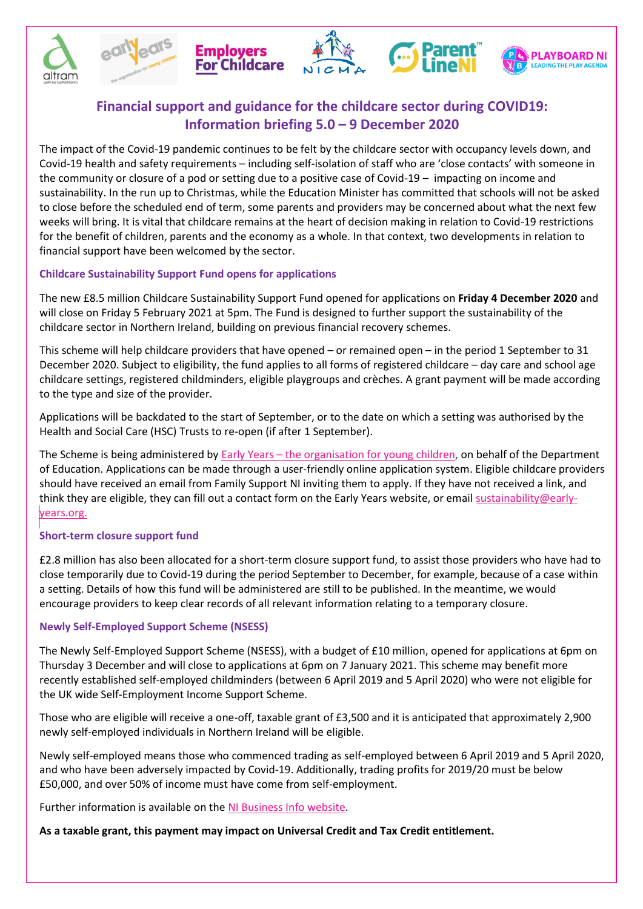# Financial support and guidance for the childcare sector during COVID19: Information briefing 5.0 – 9 December 2020

The impact of the Covid-19 pandemic continues to be felt by the childcare sector with occupancy levels down, and Covid-19 health and safety requirements – including self-isolation of staff who are 'close contacts' with someone in the community or closure of a pod or setting due to a positive case of Covid-19 – impacting on income and sustainability. In the run up to Christmas, while the Education Minister has committed that schools will not be asked to close before the scheduled end of term, some parents and providers may be concerned about what the next few weeks will bring. It is vital that childcare remains at the heart of decision making in relation to Covid-19 restrictions for the benefit of children, parents and the economy as a whole. In that context, two developments in relation to financial support have been welcomed by the sector.

## Childcare Sustainability Support Fund opens for applications

The new £8.5 million Childcare Sustainability Support Fund opened for applications on **Friday 4 December 2020** and will close on Friday 5 February 2021 at 5pm. The Fund is designed to further support the sustainability of the childcare sector in Northern Ireland, building on previous financial recovery schemes.

This scheme will help childcare providers that have opened – or remained open – in the period 1 September to 31 December 2020. Subject to eligibility, the fund applies to all forms of registered childcare – day care and school age childcare settings, registered childminders, eligible playgroups and crèches. A grant payment will be made according to the type and size of the provider.

Applications will be backdated to the start of September, or to the date on which a setting was authorised by the Health and Social Care (HSC) Trusts to re-open (if after 1 September).

The Scheme is being administered by Early Years – the organisation for young children, on behalf of the Department of Education. Applications can be made through a user-friendly online application system. Eligible childcare providers should have received an email from Family Support NI inviting them to apply. If they have not received a link, and think they are eligible, they can fill out a contact form on the Early Years website, or email sustainability@early-years.org.

## Short-term closure support fund

£2.8 million has also been allocated for a short-term closure support fund, to assist those providers who have had to close temporarily due to Covid-19 during the period September to December, for example, because of a case within a setting. Details of how this fund will be administered are still to be published. In the meantime, we would encourage providers to keep clear records of all relevant information relating to a temporary closure.

## Newly Self-Employed Support Scheme (NSESS)

The Newly Self-Employed Support Scheme (NSESS), with a budget of £10 million, opened for applications at 6pm on Thursday 3 December and will close to applications at 6pm on 7 January 2021. This scheme may benefit more recently established self-employed childminders (between 6 April 2019 and 5 April 2020) who were not eligible for the UK wide Self-Employment Income Support Scheme.

Those who are eligible will receive a one-off, taxable grant of £3,500 and it is anticipated that approximately 2,900 newly self-employed individuals in Northern Ireland will be eligible.

Newly self-employed means those who commenced trading as self-employed between 6 April 2019 and 5 April 2020, and who have been adversely impacted by Covid-19. Additionally, trading profits for 2019/20 must be below £50,000, and over 50% of income must have come from self-employment.

Further information is available on the NI Business Info website.

**As a taxable grant, this payment may impact on Universal Credit and Tax Credit entitlement.**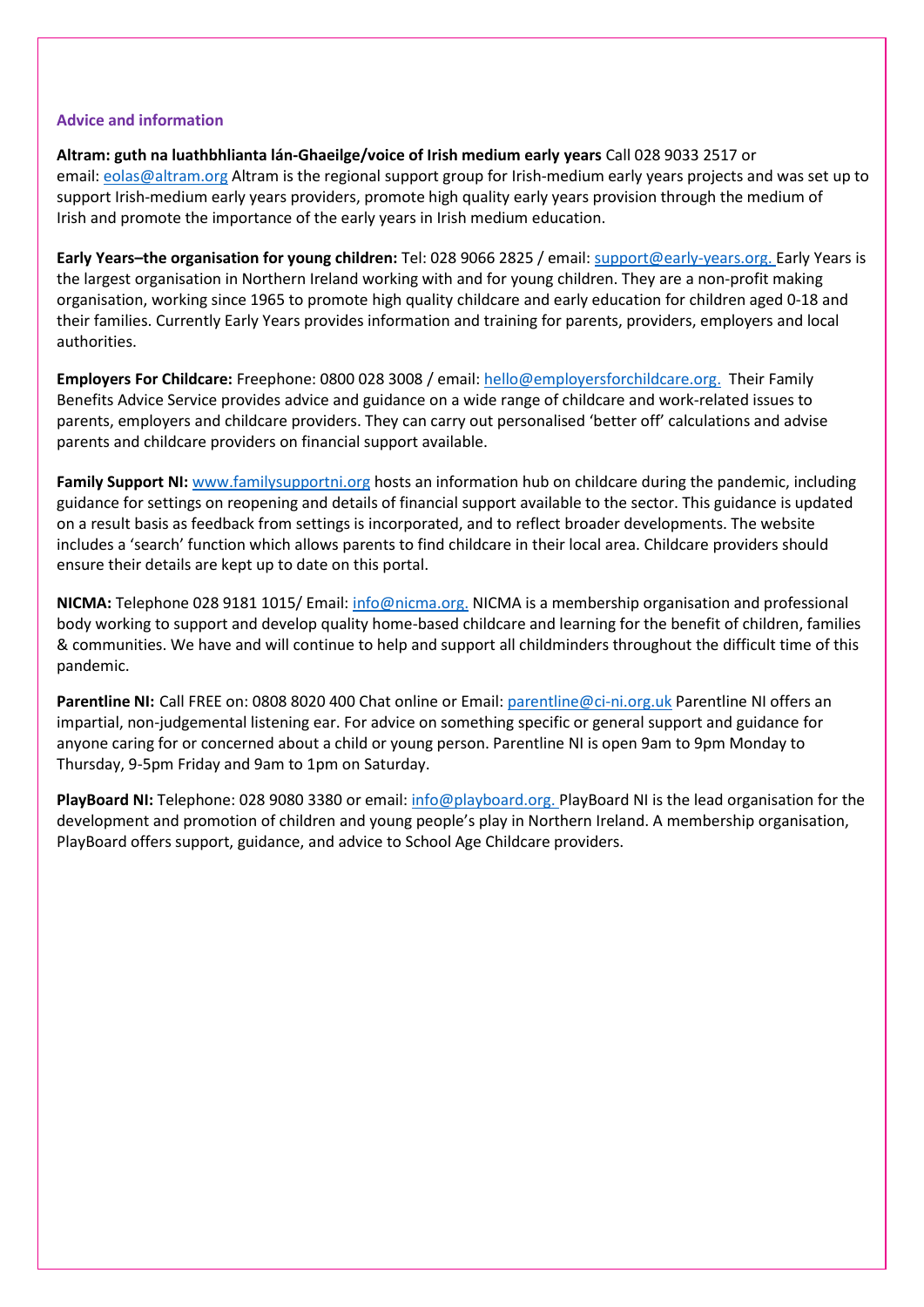### Advice and information

**Altram: guth na luathbhlianta lán-Ghaeilge/voice of Irish medium early years** Call 028 9033 2517 or email: eolas@altram.org Altram is the regional support group for Irish-medium early years projects and was set up to support Irish-medium early years providers, promote high quality early years provision through the medium of Irish and promote the importance of the early years in Irish medium education.

**Early Years–the organisation for young children:** Tel: 028 9066 2825 / email: support@early-years.org. Early Years is the largest organisation in Northern Ireland working with and for young children. They are a non-profit making organisation, working since 1965 to promote high quality childcare and early education for children aged 0-18 and their families. Currently Early Years provides information and training for parents, providers, employers and local authorities.

**Employers For Childcare:** Freephone: 0800 028 3008 / email: hello@employersforchildcare.org. Their Family Benefits Advice Service provides advice and guidance on a wide range of childcare and work-related issues to parents, employers and childcare providers. They can carry out personalised 'better off' calculations and advise parents and childcare providers on financial support available.

**Family Support NI:** www.familysupportni.org hosts an information hub on childcare during the pandemic, including guidance for settings on reopening and details of financial support available to the sector. This guidance is updated on a result basis as feedback from settings is incorporated, and to reflect broader developments. The website includes a 'search' function which allows parents to find childcare in their local area. Childcare providers should ensure their details are kept up to date on this portal.

**NICMA:** Telephone 028 9181 1015/ Email: info@nicma.org. NICMA is a membership organisation and professional body working to support and develop quality home-based childcare and learning for the benefit of children, families & communities. We have and will continue to help and support all childminders throughout the difficult time of this pandemic.

**Parentline NI:** Call FREE on: 0808 8020 400 Chat online or Email: parentline@ci-ni.org.uk Parentline NI offers an impartial, non-judgemental listening ear. For advice on something specific or general support and guidance for anyone caring for or concerned about a child or young person. Parentline NI is open 9am to 9pm Monday to Thursday, 9-5pm Friday and 9am to 1pm on Saturday.

**PlayBoard NI:** Telephone: 028 9080 3380 or email: info@playboard.org. PlayBoard NI is the lead organisation for the development and promotion of children and young people's play in Northern Ireland. A membership organisation, PlayBoard offers support, guidance, and advice to School Age Childcare providers.